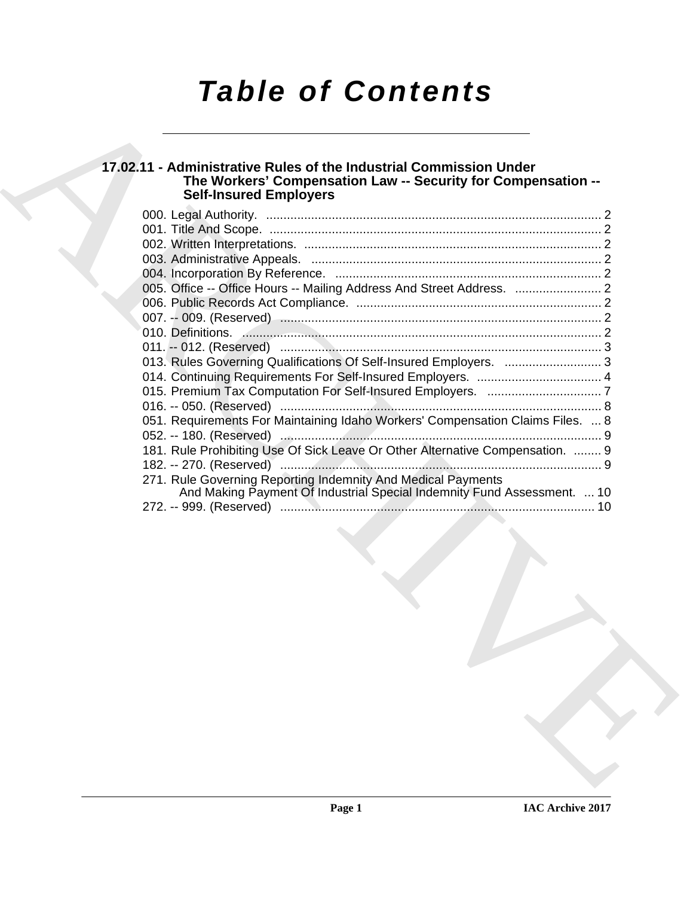# Table of Contents

## 17.02.11 - Administrative Rules of the Industrial Commission Under The Workers' Compensation Law -- Security for Compensation -- Self-Insured Employers

000. Legal Authority. ........................................................................................ 2
001. Title And Scope. ........................................................................................ 2
002. Written Interpretations. ........................................................................................ 2
003. Administrative Appeals. ........................................................................................ 2
004. Incorporation By Reference. ........................................................................................ 2
005. Office -- Office Hours -- Mailing Address And Street Address. ........................ 2
006. Public Records Act Compliance. ........................................................................................ 2
007. -- 009. (Reserved) ........................................................................................ 2
010. Definitions. ........................................................................................ 2
011. -- 012. (Reserved) ........................................................................................ 3
013. Rules Governing Qualifications Of Self-Insured Employers. ........................... 3
014. Continuing Requirements For Self-Insured Employers. .................................. 4
015. Premium Tax Computation For Self-Insured Employers. ................................ 7
016. -- 050. (Reserved) ........................................................................................ 8
051. Requirements For Maintaining Idaho Workers' Compensation Claims Files. ... 8
052. -- 180. (Reserved) ........................................................................................ 9
181. Rule Prohibiting Use Of Sick Leave Or Other Alternative Compensation. ........ 9
182. -- 270. (Reserved) ........................................................................................ 9
271. Rule Governing Reporting Indemnity And Medical Payments And Making Payment Of Industrial Special Indemnity Fund Assessment. ... 10
272. -- 999. (Reserved) ........................................................................................ 10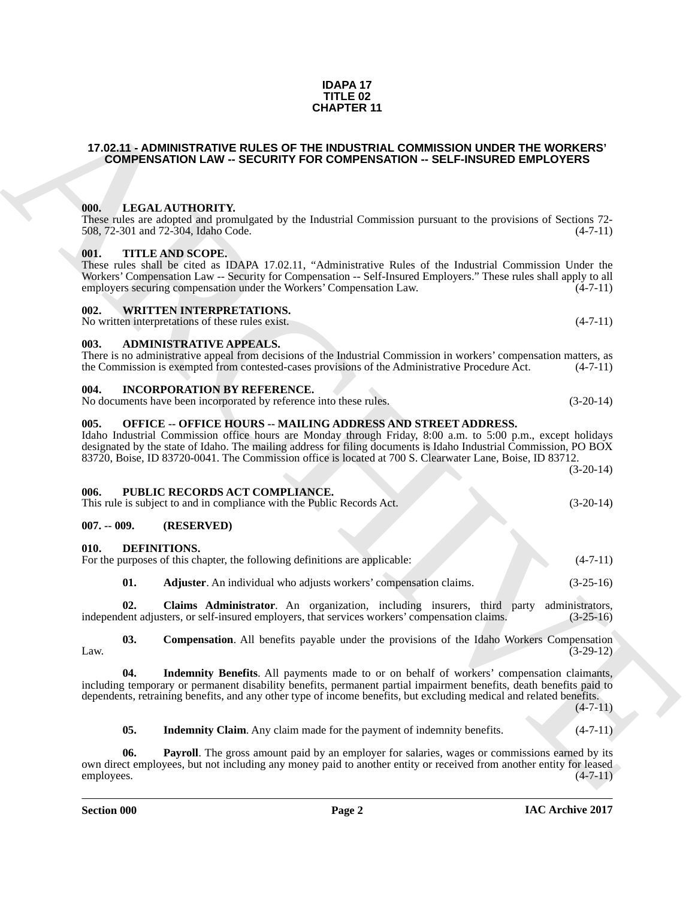# IDAPA 17
# TITLE 02
# CHAPTER 11

## 17.02.11 - ADMINISTRATIVE RULES OF THE INDUSTRIAL COMMISSION UNDER THE WORKERS' COMPENSATION LAW -- SECURITY FOR COMPENSATION -- SELF-INSURED EMPLOYERS

### 000. LEGAL AUTHORITY.
These rules are adopted and promulgated by the Industrial Commission pursuant to the provisions of Sections 72-508, 72-301 and 72-304, Idaho Code. (4-7-11)

### 001. TITLE AND SCOPE.
These rules shall be cited as IDAPA 17.02.11, "Administrative Rules of the Industrial Commission Under the Workers' Compensation Law -- Security for Compensation -- Self-Insured Employers." These rules shall apply to all employers securing compensation under the Workers' Compensation Law. (4-7-11)

### 002. WRITTEN INTERPRETATIONS.
No written interpretations of these rules exist. (4-7-11)

### 003. ADMINISTRATIVE APPEALS.
There is no administrative appeal from decisions of the Industrial Commission in workers' compensation matters, as the Commission is exempted from contested-cases provisions of the Administrative Procedure Act. (4-7-11)

### 004. INCORPORATION BY REFERENCE.
No documents have been incorporated by reference into these rules. (3-20-14)

### 005. OFFICE -- OFFICE HOURS -- MAILING ADDRESS AND STREET ADDRESS.
Idaho Industrial Commission office hours are Monday through Friday, 8:00 a.m. to 5:00 p.m., except holidays designated by the state of Idaho. The mailing address for filing documents is Idaho Industrial Commission, PO BOX 83720, Boise, ID 83720-0041. The Commission office is located at 700 S. Clearwater Lane, Boise, ID 83712. (3-20-14)

### 006. PUBLIC RECORDS ACT COMPLIANCE.
This rule is subject to and in compliance with the Public Records Act. (3-20-14)

### 007. -- 009. (RESERVED)

### 010. DEFINITIONS.
For the purposes of this chapter, the following definitions are applicable: (4-7-11)

**01. Adjuster**. An individual who adjusts workers' compensation claims. (3-25-16)

**02. Claims Administrator**. An organization, including insurers, third party administrators, independent adjusters, or self-insured employers, that services workers' compensation claims. (3-25-16)

**03. Compensation**. All benefits payable under the provisions of the Idaho Workers Compensation Law. (3-29-12)

**04. Indemnity Benefits**. All payments made to or on behalf of workers' compensation claimants, including temporary or permanent disability benefits, permanent partial impairment benefits, death benefits paid to dependents, retraining benefits, and any other type of income benefits, but excluding medical and related benefits. (4-7-11)

**05. Indemnity Claim**. Any claim made for the payment of indemnity benefits. (4-7-11)

**06. Payroll**. The gross amount paid by an employer for salaries, wages or commissions earned by its own direct employees, but not including any money paid to another entity or received from another entity for leased employees. (4-7-11)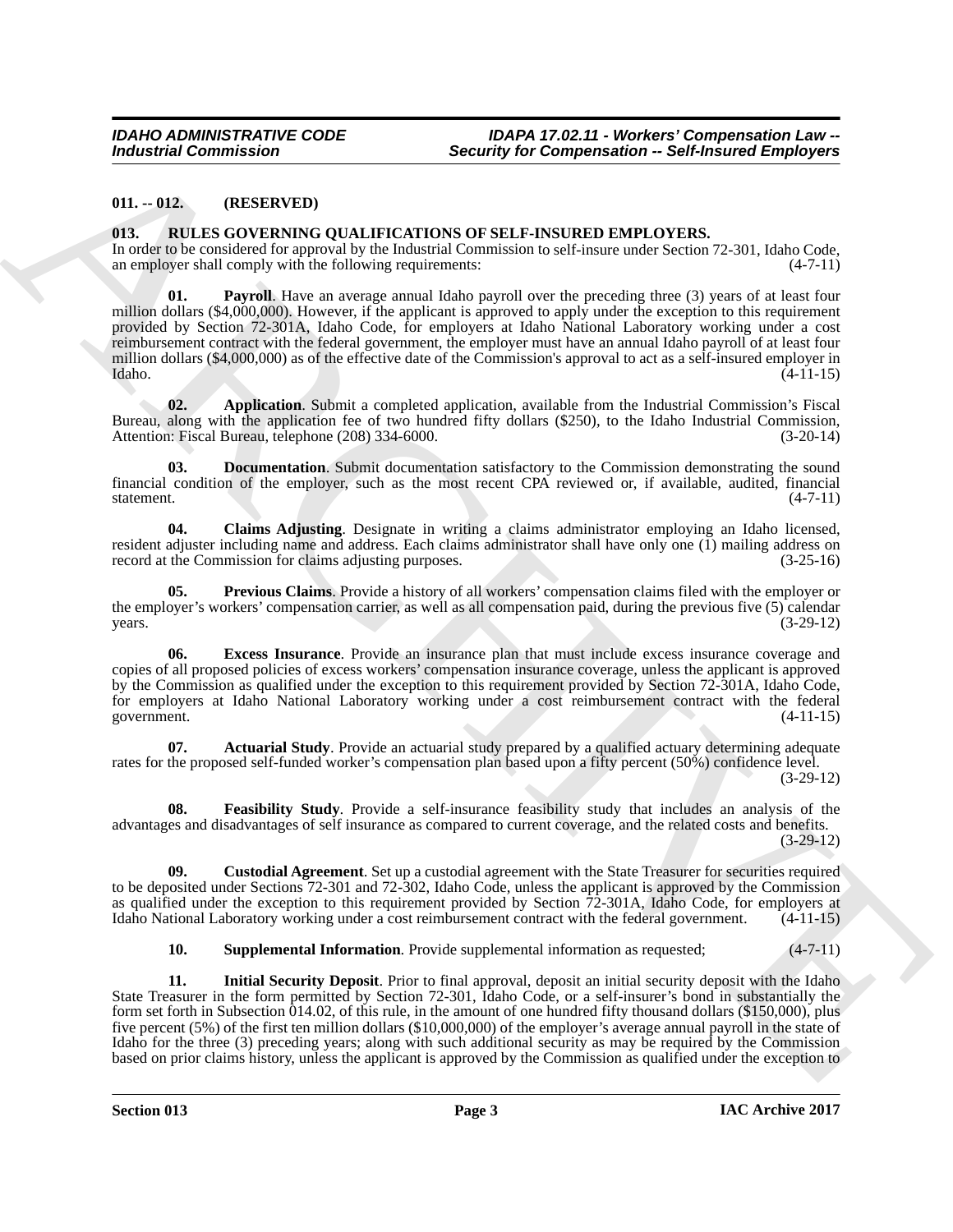**011. -- 012. (RESERVED)**

**013. RULES GOVERNING QUALIFICATIONS OF SELF-INSURED EMPLOYERS.**

In order to be considered for approval by the Industrial Commission to self-insure under Section 72-301, Idaho Code, an employer shall comply with the following requirements: (4-7-11)

**01. Payroll**. Have an average annual Idaho payroll over the preceding three (3) years of at least four million dollars ($4,000,000). However, if the applicant is approved to apply under the exception to this requirement provided by Section 72-301A, Idaho Code, for employers at Idaho National Laboratory working under a cost reimbursement contract with the federal government, the employer must have an annual Idaho payroll of at least four million dollars ($4,000,000) as of the effective date of the Commission's approval to act as a self-insured employer in Idaho. (4-11-15)

**02. Application**. Submit a completed application, available from the Industrial Commission's Fiscal Bureau, along with the application fee of two hundred fifty dollars ($250), to the Idaho Industrial Commission, Attention: Fiscal Bureau, telephone (208) 334-6000. (3-20-14)

**03. Documentation**. Submit documentation satisfactory to the Commission demonstrating the sound financial condition of the employer, such as the most recent CPA reviewed or, if available, audited, financial statement. (4-7-11)

**04. Claims Adjusting**. Designate in writing a claims administrator employing an Idaho licensed, resident adjuster including name and address. Each claims administrator shall have only one (1) mailing address on record at the Commission for claims adjusting purposes. (3-25-16)

**05. Previous Claims**. Provide a history of all workers' compensation claims filed with the employer or the employer's workers' compensation carrier, as well as all compensation paid, during the previous five (5) calendar years. (3-29-12)

**06. Excess Insurance**. Provide an insurance plan that must include excess insurance coverage and copies of all proposed policies of excess workers' compensation insurance coverage, unless the applicant is approved by the Commission as qualified under the exception to this requirement provided by Section 72-301A, Idaho Code, for employers at Idaho National Laboratory working under a cost reimbursement contract with the federal government. (4-11-15)

**07. Actuarial Study**. Provide an actuarial study prepared by a qualified actuary determining adequate rates for the proposed self-funded worker's compensation plan based upon a fifty percent (50%) confidence level. (3-29-12)

**08. Feasibility Study**. Provide a self-insurance feasibility study that includes an analysis of the advantages and disadvantages of self insurance as compared to current coverage, and the related costs and benefits. (3-29-12)

**09. Custodial Agreement**. Set up a custodial agreement with the State Treasurer for securities required to be deposited under Sections 72-301 and 72-302, Idaho Code, unless the applicant is approved by the Commission as qualified under the exception to this requirement provided by Section 72-301A, Idaho Code, for employers at Idaho National Laboratory working under a cost reimbursement contract with the federal government. (4-11-15)

**10. Supplemental Information**. Provide supplemental information as requested; (4-7-11)

**11. Initial Security Deposit**. Prior to final approval, deposit an initial security deposit with the Idaho State Treasurer in the form permitted by Section 72-301, Idaho Code, or a self-insurer's bond in substantially the form set forth in Subsection 014.02, of this rule, in the amount of one hundred fifty thousand dollars ($150,000), plus five percent (5%) of the first ten million dollars ($10,000,000) of the employer's average annual payroll in the state of Idaho for the three (3) preceding years; along with such additional security as may be required by the Commission based on prior claims history, unless the applicant is approved by the Commission as qualified under the exception to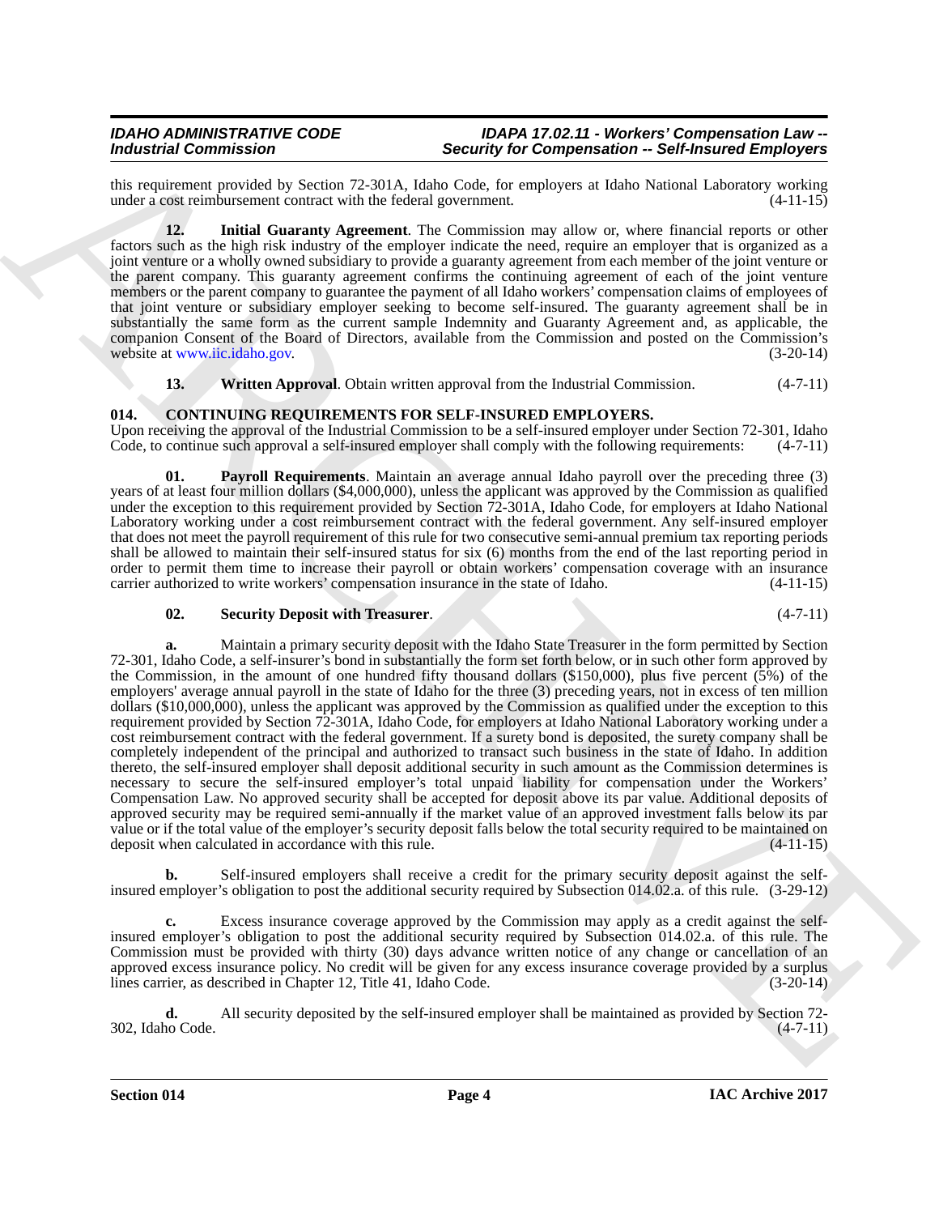this requirement provided by Section 72-301A, Idaho Code, for employers at Idaho National Laboratory working under a cost reimbursement contract with the federal government. (4-11-15)

**12. Initial Guaranty Agreement**. The Commission may allow or, where financial reports or other factors such as the high risk industry of the employer indicate the need, require an employer that is organized as a joint venture or a wholly owned subsidiary to provide a guaranty agreement from each member of the joint venture or the parent company. This guaranty agreement confirms the continuing agreement of each of the joint venture members or the parent company to guarantee the payment of all Idaho workers' compensation claims of employees of that joint venture or subsidiary employer seeking to become self-insured. The guaranty agreement shall be in substantially the same form as the current sample Indemnity and Guaranty Agreement and, as applicable, the companion Consent of the Board of Directors, available from the Commission and posted on the Commission's website at www.iic.idaho.gov. (3-20-14)

**13. Written Approval**. Obtain written approval from the Industrial Commission. (4-7-11)

## 014. CONTINUING REQUIREMENTS FOR SELF-INSURED EMPLOYERS.

Upon receiving the approval of the Industrial Commission to be a self-insured employer under Section 72-301, Idaho Code, to continue such approval a self-insured employer shall comply with the following requirements: (4-7-11)

**01. Payroll Requirements**. Maintain an average annual Idaho payroll over the preceding three (3) years of at least four million dollars ($4,000,000), unless the applicant was approved by the Commission as qualified under the exception to this requirement provided by Section 72-301A, Idaho Code, for employers at Idaho National Laboratory working under a cost reimbursement contract with the federal government. Any self-insured employer that does not meet the payroll requirement of this rule for two consecutive semi-annual premium tax reporting periods shall be allowed to maintain their self-insured status for six (6) months from the end of the last reporting period in order to permit them time to increase their payroll or obtain workers' compensation coverage with an insurance carrier authorized to write workers' compensation insurance in the state of Idaho. (4-11-15)

**02. Security Deposit with Treasurer**. (4-7-11)

**a.** Maintain a primary security deposit with the Idaho State Treasurer in the form permitted by Section 72-301, Idaho Code, a self-insurer's bond in substantially the form set forth below, or in such other form approved by the Commission, in the amount of one hundred fifty thousand dollars ($150,000), plus five percent (5%) of the employers' average annual payroll in the state of Idaho for the three (3) preceding years, not in excess of ten million dollars ($10,000,000), unless the applicant was approved by the Commission as qualified under the exception to this requirement provided by Section 72-301A, Idaho Code, for employers at Idaho National Laboratory working under a cost reimbursement contract with the federal government. If a surety bond is deposited, the surety company shall be completely independent of the principal and authorized to transact such business in the state of Idaho. In addition thereto, the self-insured employer shall deposit additional security in such amount as the Commission determines is necessary to secure the self-insured employer's total unpaid liability for compensation under the Workers' Compensation Law. No approved security shall be accepted for deposit above its par value. Additional deposits of approved security may be required semi-annually if the market value of an approved investment falls below its par value or if the total value of the employer's security deposit falls below the total security required to be maintained on deposit when calculated in accordance with this rule. (4-11-15)

**b.** Self-insured employers shall receive a credit for the primary security deposit against the self-insured employer's obligation to post the additional security required by Subsection 014.02.a. of this rule. (3-29-12)

**c.** Excess insurance coverage approved by the Commission may apply as a credit against the self-insured employer's obligation to post the additional security required by Subsection 014.02.a. of this rule. The Commission must be provided with thirty (30) days advance written notice of any change or cancellation of an approved excess insurance policy. No credit will be given for any excess insurance coverage provided by a surplus lines carrier, as described in Chapter 12, Title 41, Idaho Code. (3-20-14)

**d.** All security deposited by the self-insured employer shall be maintained as provided by Section 72-302, Idaho Code. (4-7-11)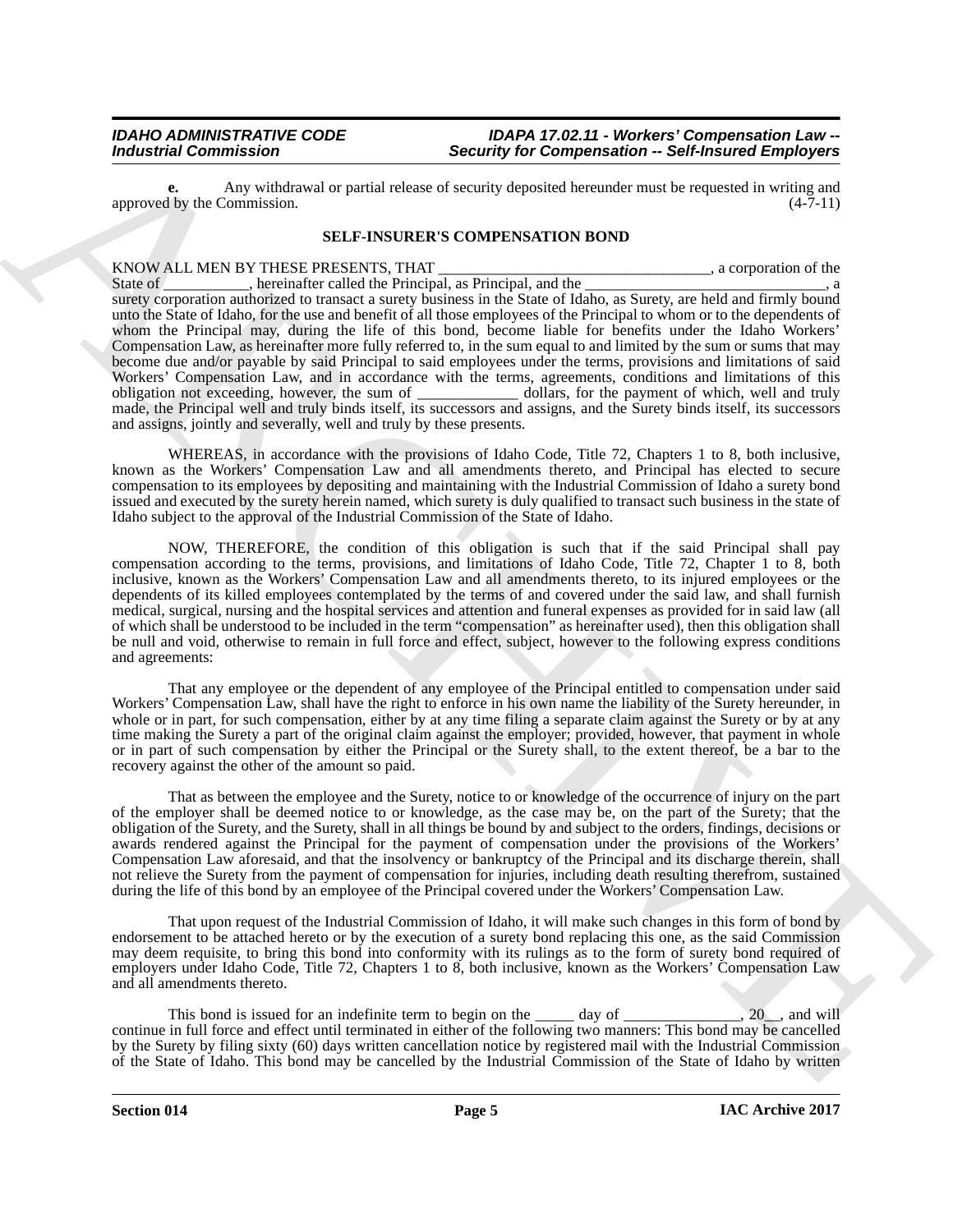**e.** Any withdrawal or partial release of security deposited hereunder must be requested in writing and approved by the Commission. (4-7-11)

### SELF-INSURER'S COMPENSATION BOND

KNOW ALL MEN BY THESE PRESENTS, THAT ___________________________________, a corporation of the State of ___________, hereinafter called the Principal, as Principal, and the _______________________________, a surety corporation authorized to transact a surety business in the State of Idaho, as Surety, are held and firmly bound unto the State of Idaho, for the use and benefit of all those employees of the Principal to whom or to the dependents of whom the Principal may, during the life of this bond, become liable for benefits under the Idaho Workers' Compensation Law, as hereinafter more fully referred to, in the sum equal to and limited by the sum or sums that may become due and/or payable by said Principal to said employees under the terms, provisions and limitations of said Workers' Compensation Law, and in accordance with the terms, agreements, conditions and limitations of this obligation not exceeding, however, the sum of _____________ dollars, for the payment of which, well and truly made, the Principal well and truly binds itself, its successors and assigns, and the Surety binds itself, its successors and assigns, jointly and severally, well and truly by these presents.

WHEREAS, in accordance with the provisions of Idaho Code, Title 72, Chapters 1 to 8, both inclusive, known as the Workers' Compensation Law and all amendments thereto, and Principal has elected to secure compensation to its employees by depositing and maintaining with the Industrial Commission of Idaho a surety bond issued and executed by the surety herein named, which surety is duly qualified to transact such business in the state of Idaho subject to the approval of the Industrial Commission of the State of Idaho.

NOW, THEREFORE, the condition of this obligation is such that if the said Principal shall pay compensation according to the terms, provisions, and limitations of Idaho Code, Title 72, Chapter 1 to 8, both inclusive, known as the Workers' Compensation Law and all amendments thereto, to its injured employees or the dependents of its killed employees contemplated by the terms of and covered under the said law, and shall furnish medical, surgical, nursing and the hospital services and attention and funeral expenses as provided for in said law (all of which shall be understood to be included in the term "compensation" as hereinafter used), then this obligation shall be null and void, otherwise to remain in full force and effect, subject, however to the following express conditions and agreements:

That any employee or the dependent of any employee of the Principal entitled to compensation under said Workers' Compensation Law, shall have the right to enforce in his own name the liability of the Surety hereunder, in whole or in part, for such compensation, either by at any time filing a separate claim against the Surety or by at any time making the Surety a part of the original claim against the employer; provided, however, that payment in whole or in part of such compensation by either the Principal or the Surety shall, to the extent thereof, be a bar to the recovery against the other of the amount so paid.

That as between the employee and the Surety, notice to or knowledge of the occurrence of injury on the part of the employer shall be deemed notice to or knowledge, as the case may be, on the part of the Surety; that the obligation of the Surety, and the Surety, shall in all things be bound by and subject to the orders, findings, decisions or awards rendered against the Principal for the payment of compensation under the provisions of the Workers' Compensation Law aforesaid, and that the insolvency or bankruptcy of the Principal and its discharge therein, shall not relieve the Surety from the payment of compensation for injuries, including death resulting therefrom, sustained during the life of this bond by an employee of the Principal covered under the Workers' Compensation Law.

That upon request of the Industrial Commission of Idaho, it will make such changes in this form of bond by endorsement to be attached hereto or by the execution of a surety bond replacing this one, as the said Commission may deem requisite, to bring this bond into conformity with its rulings as to the form of surety bond required of employers under Idaho Code, Title 72, Chapters 1 to 8, both inclusive, known as the Workers' Compensation Law and all amendments thereto.

This bond is issued for an indefinite term to begin on the _____ day of _______________, 20__, and will continue in full force and effect until terminated in either of the following two manners: This bond may be cancelled by the Surety by filing sixty (60) days written cancellation notice by registered mail with the Industrial Commission of the State of Idaho. This bond may be cancelled by the Industrial Commission of the State of Idaho by written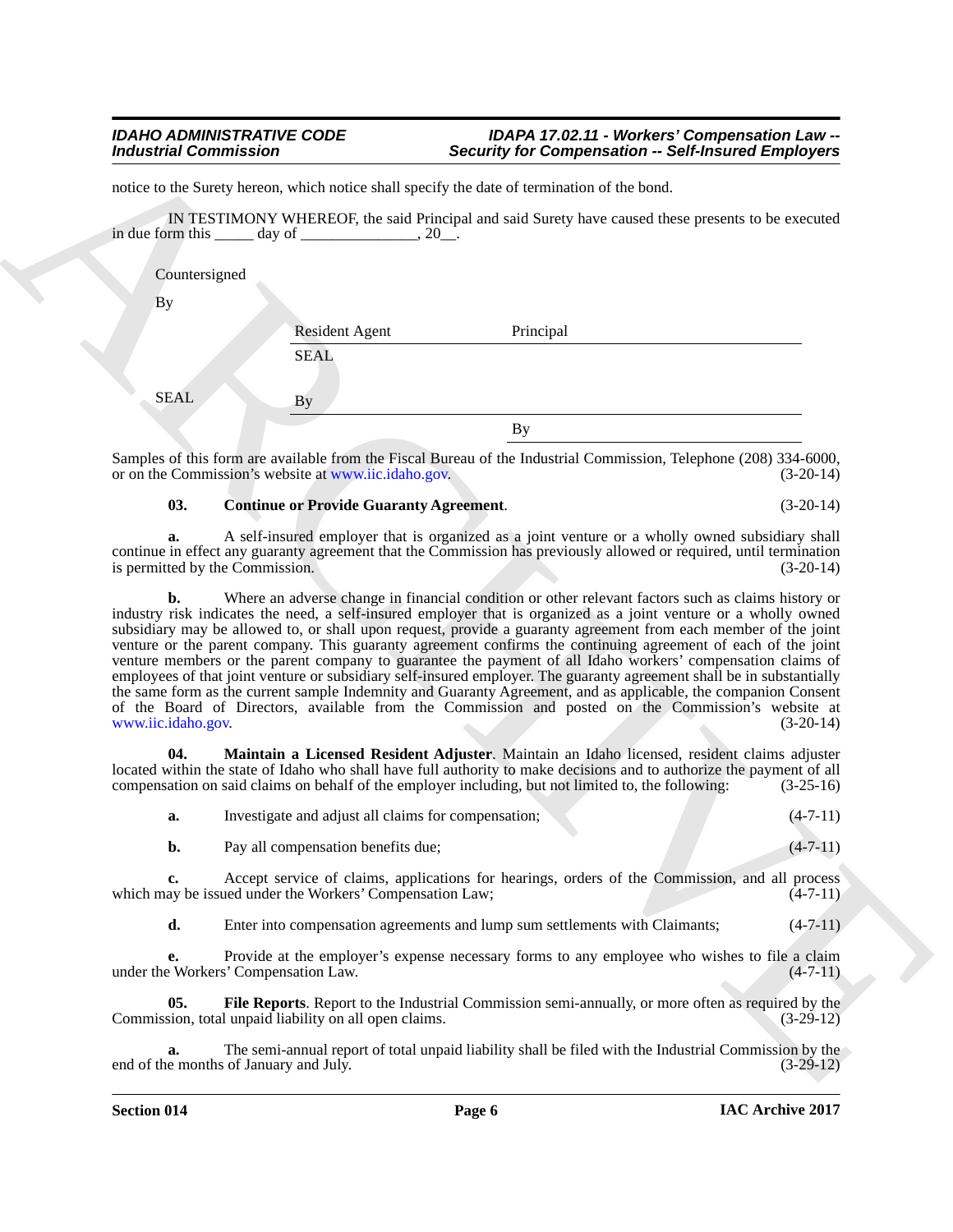notice to the Surety hereon, which notice shall specify the date of termination of the bond.

IN TESTIMONY WHEREOF, the said Principal and said Surety have caused these presents to be executed in due form this _____ day of _______________, 20__.

Countersigned

By

| | Resident Agent | Principal |
|---|---|---|
| | SEAL | |
| SEAL | By | |
| | | By |

Samples of this form are available from the Fiscal Bureau of the Industrial Commission, Telephone (208) 334-6000, or on the Commission's website at www.iic.idaho.gov. (3-20-14)

**03. Continue or Provide Guaranty Agreement**. (3-20-14)

**a.** A self-insured employer that is organized as a joint venture or a wholly owned subsidiary shall continue in effect any guaranty agreement that the Commission has previously allowed or required, until termination is permitted by the Commission. (3-20-14)

**b.** Where an adverse change in financial condition or other relevant factors such as claims history or industry risk indicates the need, a self-insured employer that is organized as a joint venture or a wholly owned subsidiary may be allowed to, or shall upon request, provide a guaranty agreement from each member of the joint venture or the parent company. This guaranty agreement confirms the continuing agreement of each of the joint venture members or the parent company to guarantee the payment of all Idaho workers' compensation claims of employees of that joint venture or subsidiary self-insured employer. The guaranty agreement shall be in substantially the same form as the current sample Indemnity and Guaranty Agreement, and as applicable, the companion Consent of the Board of Directors, available from the Commission and posted on the Commission's website at www.iic.idaho.gov. (3-20-14)

**04. Maintain a Licensed Resident Adjuster**. Maintain an Idaho licensed, resident claims adjuster located within the state of Idaho who shall have full authority to make decisions and to authorize the payment of all compensation on said claims on behalf of the employer including, but not limited to, the following: (3-25-16)

**a.** Investigate and adjust all claims for compensation; (4-7-11)

**b.** Pay all compensation benefits due; (4-7-11)

**c.** Accept service of claims, applications for hearings, orders of the Commission, and all process which may be issued under the Workers' Compensation Law; (4-7-11)

**d.** Enter into compensation agreements and lump sum settlements with Claimants; (4-7-11)

**e.** Provide at the employer's expense necessary forms to any employee who wishes to file a claim under the Workers' Compensation Law. (4-7-11)

**05. File Reports**. Report to the Industrial Commission semi-annually, or more often as required by the Commission, total unpaid liability on all open claims. (3-29-12)

**a.** The semi-annual report of total unpaid liability shall be filed with the Industrial Commission by the end of the months of January and July. (3-29-12)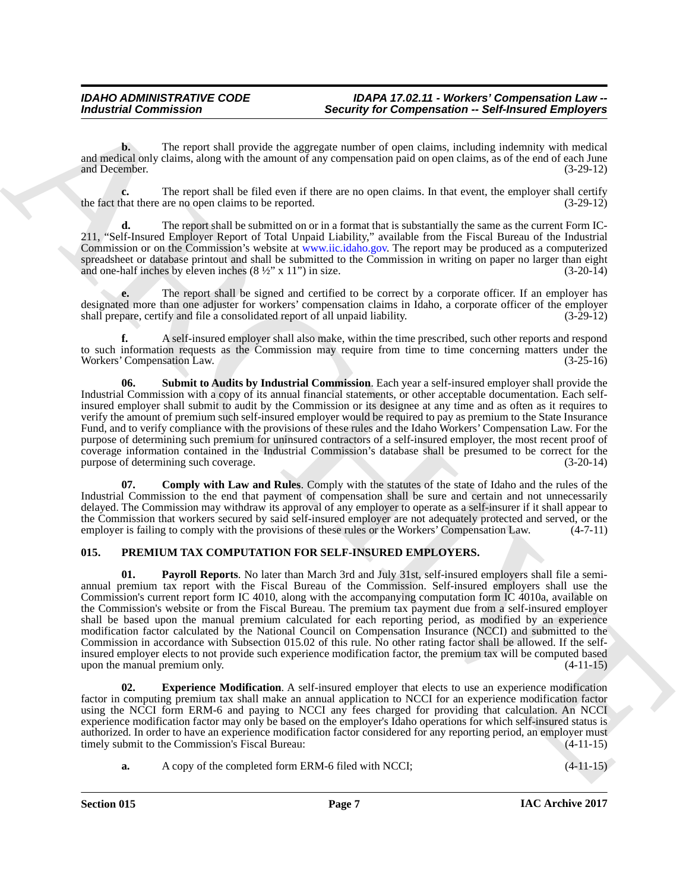**b.** The report shall provide the aggregate number of open claims, including indemnity with medical and medical only claims, along with the amount of any compensation paid on open claims, as of the end of each June and December. (3-29-12)

**c.** The report shall be filed even if there are no open claims. In that event, the employer shall certify the fact that there are no open claims to be reported. (3-29-12)

**d.** The report shall be submitted on or in a format that is substantially the same as the current Form IC-211, "Self-Insured Employer Report of Total Unpaid Liability," available from the Fiscal Bureau of the Industrial Commission or on the Commission's website at www.iic.idaho.gov. The report may be produced as a computerized spreadsheet or database printout and shall be submitted to the Commission in writing on paper no larger than eight and one-half inches by eleven inches (8 ½" x 11") in size. (3-20-14)

**e.** The report shall be signed and certified to be correct by a corporate officer. If an employer has designated more than one adjuster for workers' compensation claims in Idaho, a corporate officer of the employer shall prepare, certify and file a consolidated report of all unpaid liability. (3-29-12)

**f.** A self-insured employer shall also make, within the time prescribed, such other reports and respond to such information requests as the Commission may require from time to time concerning matters under the Workers' Compensation Law. (3-25-16)

**06. Submit to Audits by Industrial Commission**. Each year a self-insured employer shall provide the Industrial Commission with a copy of its annual financial statements, or other acceptable documentation. Each self-insured employer shall submit to audit by the Commission or its designee at any time and as often as it requires to verify the amount of premium such self-insured employer would be required to pay as premium to the State Insurance Fund, and to verify compliance with the provisions of these rules and the Idaho Workers' Compensation Law. For the purpose of determining such premium for uninsured contractors of a self-insured employer, the most recent proof of coverage information contained in the Industrial Commission's database shall be presumed to be correct for the purpose of determining such coverage. (3-20-14)

**07. Comply with Law and Rules**. Comply with the statutes of the state of Idaho and the rules of the Industrial Commission to the end that payment of compensation shall be sure and certain and not unnecessarily delayed. The Commission may withdraw its approval of any employer to operate as a self-insurer if it shall appear to the Commission that workers secured by said self-insured employer are not adequately protected and served, or the employer is failing to comply with the provisions of these rules or the Workers' Compensation Law. (4-7-11)

## 015. PREMIUM TAX COMPUTATION FOR SELF-INSURED EMPLOYERS.

**01. Payroll Reports**. No later than March 3rd and July 31st, self-insured employers shall file a semi-annual premium tax report with the Fiscal Bureau of the Commission. Self-insured employers shall use the Commission's current report form IC 4010, along with the accompanying computation form IC 4010a, available on the Commission's website or from the Fiscal Bureau. The premium tax payment due from a self-insured employer shall be based upon the manual premium calculated for each reporting period, as modified by an experience modification factor calculated by the National Council on Compensation Insurance (NCCI) and submitted to the Commission in accordance with Subsection 015.02 of this rule. No other rating factor shall be allowed. If the self-insured employer elects to not provide such experience modification factor, the premium tax will be computed based upon the manual premium only. (4-11-15)

**02. Experience Modification**. A self-insured employer that elects to use an experience modification factor in computing premium tax shall make an annual application to NCCI for an experience modification factor using the NCCI form ERM-6 and paying to NCCI any fees charged for providing that calculation. An NCCI experience modification factor may only be based on the employer's Idaho operations for which self-insured status is authorized. In order to have an experience modification factor considered for any reporting period, an employer must timely submit to the Commission's Fiscal Bureau: (4-11-15)

**a.** A copy of the completed form ERM-6 filed with NCCI; (4-11-15)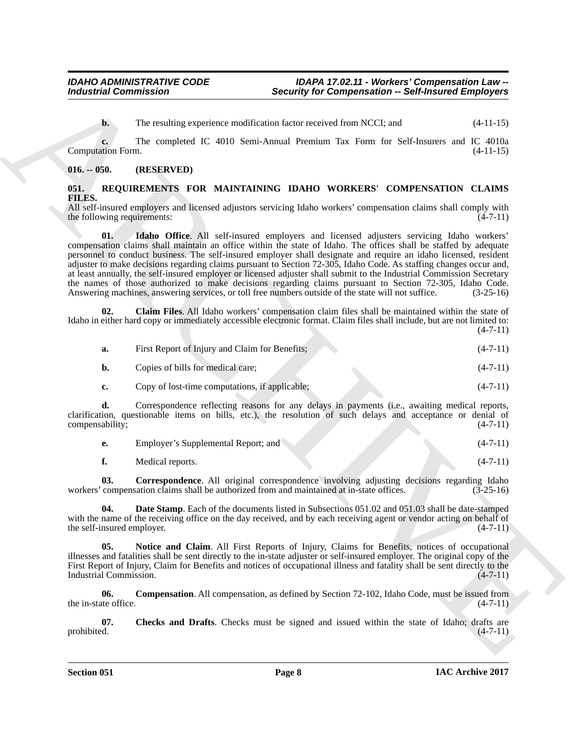**b.** The resulting experience modification factor received from NCCI; and (4-11-15)

**c.** The completed IC 4010 Semi-Annual Premium Tax Form for Self-Insurers and IC 4010a Computation Form. (4-11-15)

**016. -- 050. (RESERVED)**

**051. REQUIREMENTS FOR MAINTAINING IDAHO WORKERS' COMPENSATION CLAIMS FILES.**

All self-insured employers and licensed adjustors servicing Idaho workers' compensation claims shall comply with the following requirements: (4-7-11)

**01. Idaho Office**. All self-insured employers and licensed adjusters servicing Idaho workers' compensation claims shall maintain an office within the state of Idaho. The offices shall be staffed by adequate personnel to conduct business. The self-insured employer shall designate and require an idaho licensed, resident adjuster to make decisions regarding claims pursuant to Section 72-305, Idaho Code. As staffing changes occur and, at least annually, the self-insured employer or licensed adjuster shall submit to the Industrial Commission Secretary the names of those authorized to make decisions regarding claims pursuant to Section 72-305, Idaho Code. Answering machines, answering services, or toll free numbers outside of the state will not suffice. (3-25-16)

**02. Claim Files**. All Idaho workers' compensation claim files shall be maintained within the state of Idaho in either hard copy or immediately accessible electronic format. Claim files shall include, but are not limited to: (4-7-11)

**a.** First Report of Injury and Claim for Benefits; (4-7-11)

**b.** Copies of bills for medical care; (4-7-11)

**c.** Copy of lost-time computations, if applicable; (4-7-11)

**d.** Correspondence reflecting reasons for any delays in payments (i.e., awaiting medical reports, clarification, questionable items on bills, etc.), the resolution of such delays and acceptance or denial of compensability; (4-7-11)

**e.** Employer's Supplemental Report; and (4-7-11)

**f.** Medical reports. (4-7-11)

**03. Correspondence**. All original correspondence involving adjusting decisions regarding Idaho workers' compensation claims shall be authorized from and maintained at in-state offices. (3-25-16)

**04. Date Stamp**. Each of the documents listed in Subsections 051.02 and 051.03 shall be date-stamped with the name of the receiving office on the day received, and by each receiving agent or vendor acting on behalf of the self-insured employer. (4-7-11)

**05. Notice and Claim**. All First Reports of Injury, Claims for Benefits, notices of occupational illnesses and fatalities shall be sent directly to the in-state adjuster or self-insured employer. The original copy of the First Report of Injury, Claim for Benefits and notices of occupational illness and fatality shall be sent directly to the Industrial Commission. (4-7-11)

**06. Compensation**. All compensation, as defined by Section 72-102, Idaho Code, must be issued from the in-state office. (4-7-11)

**07. Checks and Drafts**. Checks must be signed and issued within the state of Idaho; drafts are prohibited. (4-7-11)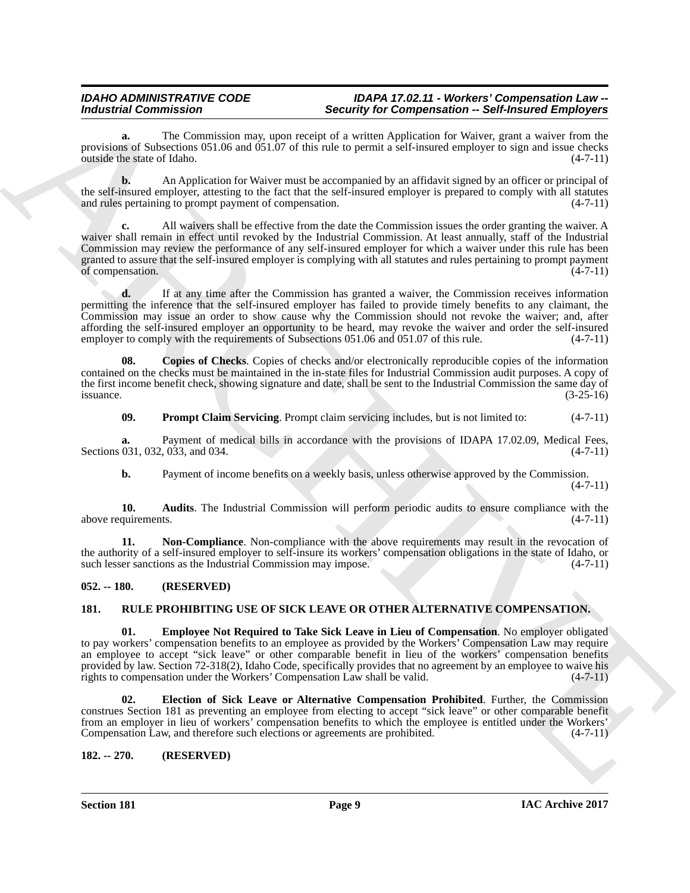**a.** The Commission may, upon receipt of a written Application for Waiver, grant a waiver from the provisions of Subsections 051.06 and 051.07 of this rule to permit a self-insured employer to sign and issue checks outside the state of Idaho. (4-7-11)

**b.** An Application for Waiver must be accompanied by an affidavit signed by an officer or principal of the self-insured employer, attesting to the fact that the self-insured employer is prepared to comply with all statutes and rules pertaining to prompt payment of compensation. (4-7-11)

**c.** All waivers shall be effective from the date the Commission issues the order granting the waiver. A waiver shall remain in effect until revoked by the Industrial Commission. At least annually, staff of the Industrial Commission may review the performance of any self-insured employer for which a waiver under this rule has been granted to assure that the self-insured employer is complying with all statutes and rules pertaining to prompt payment of compensation. (4-7-11)

**d.** If at any time after the Commission has granted a waiver, the Commission receives information permitting the inference that the self-insured employer has failed to provide timely benefits to any claimant, the Commission may issue an order to show cause why the Commission should not revoke the waiver; and, after affording the self-insured employer an opportunity to be heard, may revoke the waiver and order the self-insured employer to comply with the requirements of Subsections 051.06 and 051.07 of this rule. (4-7-11)

**08. Copies of Checks**. Copies of checks and/or electronically reproducible copies of the information contained on the checks must be maintained in the in-state files for Industrial Commission audit purposes. A copy of the first income benefit check, showing signature and date, shall be sent to the Industrial Commission the same day of issuance. (3-25-16)

**09. Prompt Claim Servicing**. Prompt claim servicing includes, but is not limited to: (4-7-11)

**a.** Payment of medical bills in accordance with the provisions of IDAPA 17.02.09, Medical Fees, Sections 031, 032, 033, and 034. (4-7-11)

**b.** Payment of income benefits on a weekly basis, unless otherwise approved by the Commission. (4-7-11)

**10. Audits**. The Industrial Commission will perform periodic audits to ensure compliance with the above requirements. (4-7-11)

**11. Non-Compliance**. Non-compliance with the above requirements may result in the revocation of the authority of a self-insured employer to self-insure its workers' compensation obligations in the state of Idaho, or such lesser sanctions as the Industrial Commission may impose. (4-7-11)

### 052. -- 180. (RESERVED)

### 181. RULE PROHIBITING USE OF SICK LEAVE OR OTHER ALTERNATIVE COMPENSATION.

**01. Employee Not Required to Take Sick Leave in Lieu of Compensation**. No employer obligated to pay workers' compensation benefits to an employee as provided by the Workers' Compensation Law may require an employee to accept "sick leave" or other comparable benefit in lieu of the workers' compensation benefits provided by law. Section 72-318(2), Idaho Code, specifically provides that no agreement by an employee to waive his rights to compensation under the Workers' Compensation Law shall be valid. (4-7-11)

**02. Election of Sick Leave or Alternative Compensation Prohibited**. Further, the Commission construes Section 181 as preventing an employee from electing to accept "sick leave" or other comparable benefit from an employer in lieu of workers' compensation benefits to which the employee is entitled under the Workers' Compensation Law, and therefore such elections or agreements are prohibited. (4-7-11)

### 182. -- 270. (RESERVED)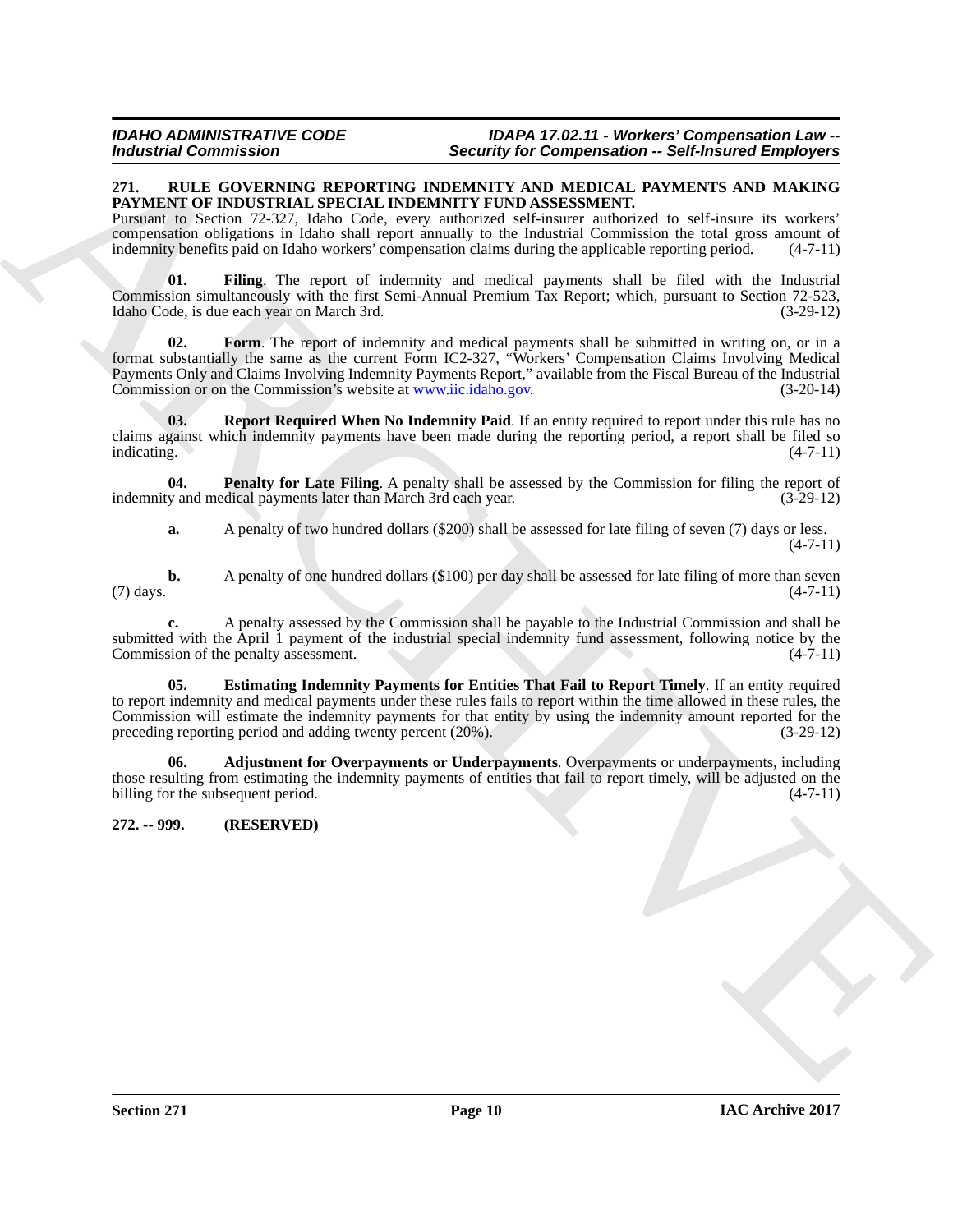### 271. RULE GOVERNING REPORTING INDEMNITY AND MEDICAL PAYMENTS AND MAKING PAYMENT OF INDUSTRIAL SPECIAL INDEMNITY FUND ASSESSMENT.

Pursuant to Section 72-327, Idaho Code, every authorized self-insurer authorized to self-insure its workers' compensation obligations in Idaho shall report annually to the Industrial Commission the total gross amount of indemnity benefits paid on Idaho workers' compensation claims during the applicable reporting period. (4-7-11)

**01. Filing**. The report of indemnity and medical payments shall be filed with the Industrial Commission simultaneously with the first Semi-Annual Premium Tax Report; which, pursuant to Section 72-523, Idaho Code, is due each year on March 3rd. (3-29-12)

**02. Form**. The report of indemnity and medical payments shall be submitted in writing on, or in a format substantially the same as the current Form IC2-327, "Workers' Compensation Claims Involving Medical Payments Only and Claims Involving Indemnity Payments Report," available from the Fiscal Bureau of the Industrial Commission or on the Commission's website at www.iic.idaho.gov. (3-20-14)

**03. Report Required When No Indemnity Paid**. If an entity required to report under this rule has no claims against which indemnity payments have been made during the reporting period, a report shall be filed so indicating. (4-7-11)

**04. Penalty for Late Filing**. A penalty shall be assessed by the Commission for filing the report of indemnity and medical payments later than March 3rd each year. (3-29-12)

**a.** A penalty of two hundred dollars ($200) shall be assessed for late filing of seven (7) days or less. (4-7-11)

**b.** A penalty of one hundred dollars ($100) per day shall be assessed for late filing of more than seven (7) days. (4-7-11)

**c.** A penalty assessed by the Commission shall be payable to the Industrial Commission and shall be submitted with the April 1 payment of the industrial special indemnity fund assessment, following notice by the Commission of the penalty assessment. (4-7-11)

**05. Estimating Indemnity Payments for Entities That Fail to Report Timely**. If an entity required to report indemnity and medical payments under these rules fails to report within the time allowed in these rules, the Commission will estimate the indemnity payments for that entity by using the indemnity amount reported for the preceding reporting period and adding twenty percent (20%). (3-29-12)

**06. Adjustment for Overpayments or Underpayments**. Overpayments or underpayments, including those resulting from estimating the indemnity payments of entities that fail to report timely, will be adjusted on the billing for the subsequent period. (4-7-11)

### 272. -- 999. (RESERVED)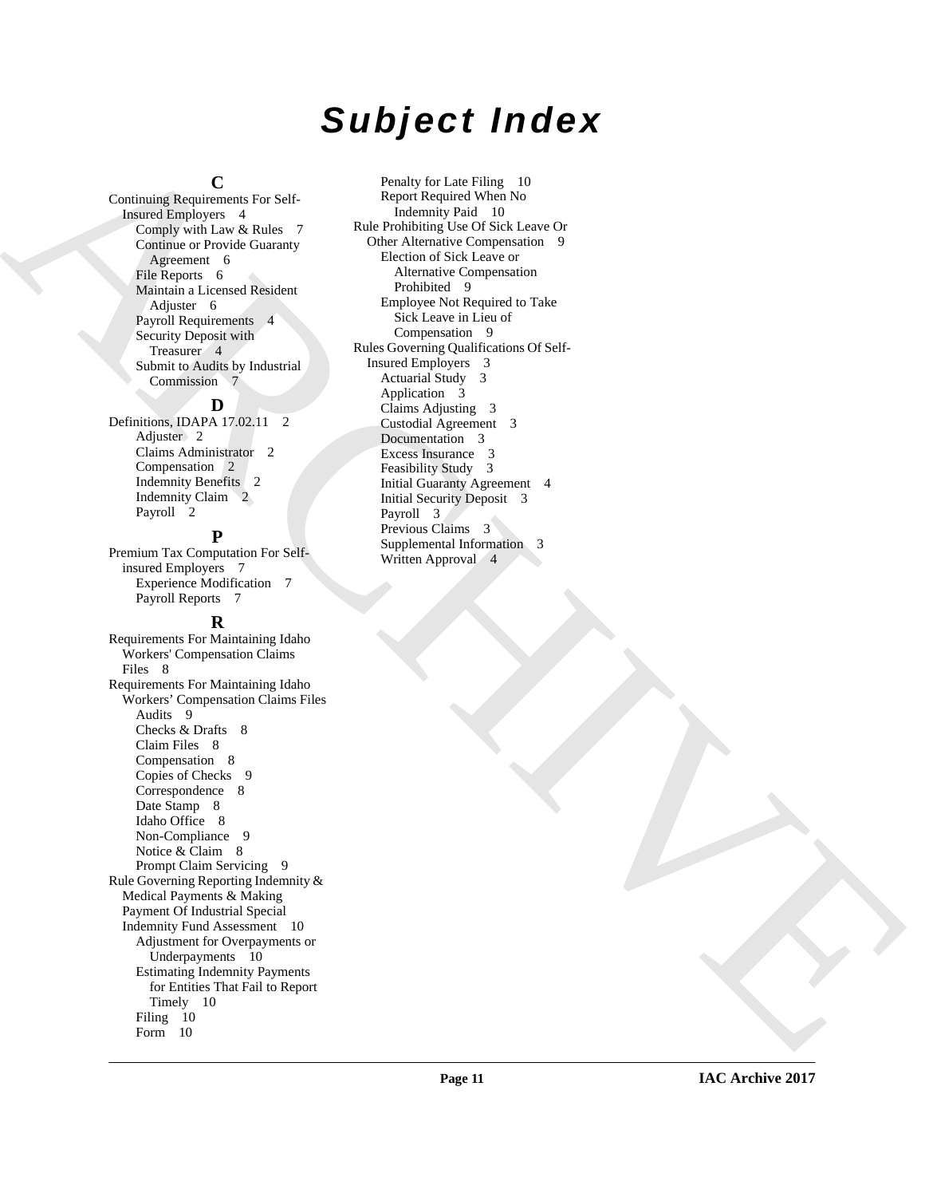# *Subject Index*

**C**

Continuing Requirements For Self-Insured Employers 4
- Comply with Law & Rules 7
- Continue or Provide Guaranty Agreement 6
- File Reports 6
- Maintain a Licensed Resident Adjuster 6
- Payroll Requirements 4
- Security Deposit with Treasurer 4
- Submit to Audits by Industrial Commission 7

**D**

Definitions, IDAPA 17.02.11 2
- Adjuster 2
- Claims Administrator 2
- Compensation 2
- Indemnity Benefits 2
- Indemnity Claim 2
- Payroll 2

**P**

Premium Tax Computation For Self-insured Employers 7
- Experience Modification 7
- Payroll Reports 7

**R**

Requirements For Maintaining Idaho Workers' Compensation Claims Files 8

Requirements For Maintaining Idaho Workers' Compensation Claims Files
- Audits 9
- Checks & Drafts 8
- Claim Files 8
- Compensation 8
- Copies of Checks 9
- Correspondence 8
- Date Stamp 8
- Idaho Office 8
- Non-Compliance 9
- Notice & Claim 8
- Prompt Claim Servicing 9

Rule Governing Reporting Indemnity & Medical Payments & Making Payment Of Industrial Special Indemnity Fund Assessment 10
- Adjustment for Overpayments or Underpayments 10
- Estimating Indemnity Payments for Entities That Fail to Report Timely 10
- Filing 10
- Form 10
- Penalty for Late Filing 10
- Report Required When No Indemnity Paid 10

Rule Prohibiting Use Of Sick Leave Or Other Alternative Compensation 9
- Election of Sick Leave or Alternative Compensation Prohibited 9
- Employee Not Required to Take Sick Leave in Lieu of Compensation 9

Rules Governing Qualifications Of Self-Insured Employers 3
- Actuarial Study 3
- Application 3
- Claims Adjusting 3
- Custodial Agreement 3
- Documentation 3
- Excess Insurance 3
- Feasibility Study 3
- Initial Guaranty Agreement 4
- Initial Security Deposit 3
- Payroll 3
- Previous Claims 3
- Supplemental Information 3
- Written Approval 4